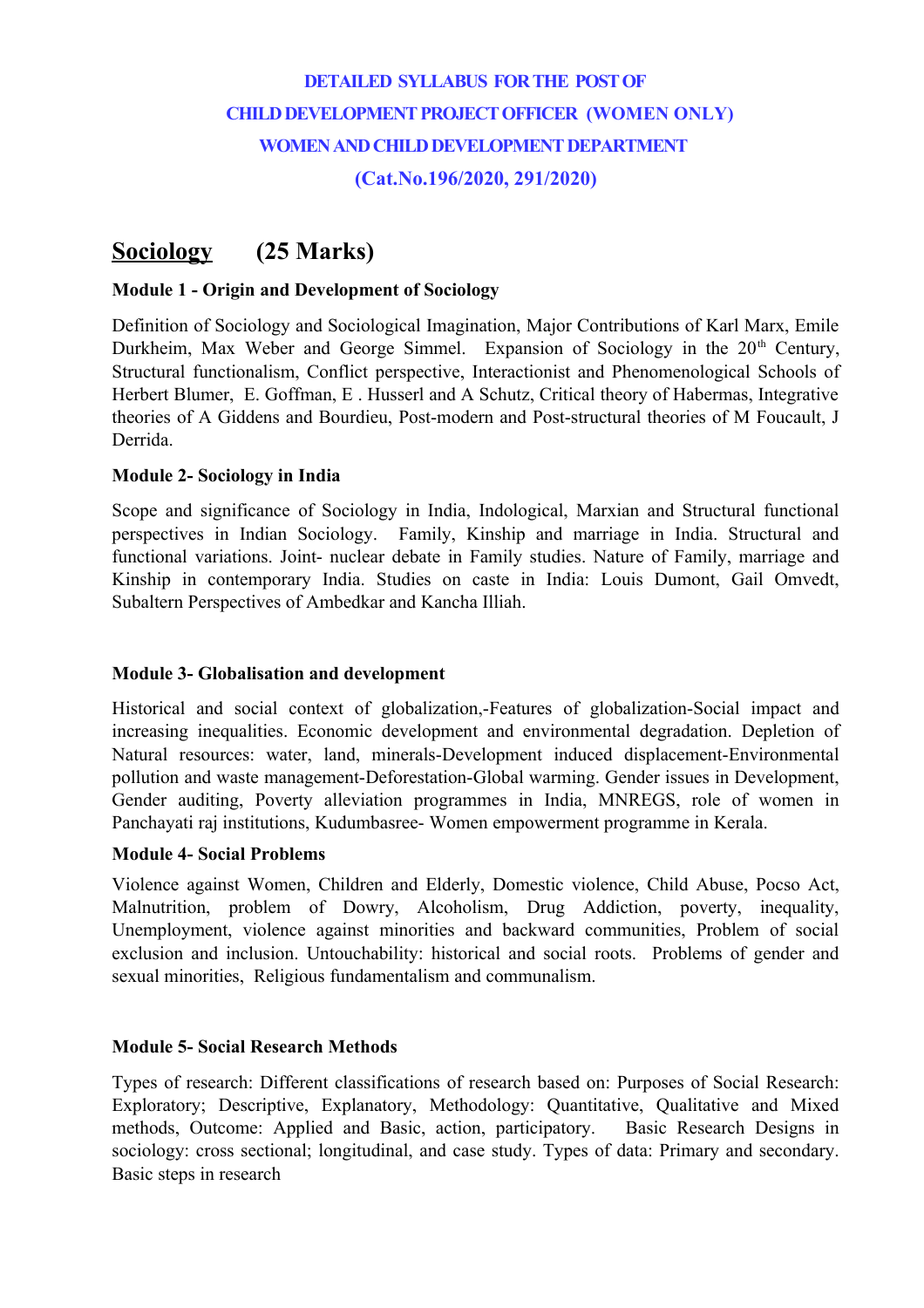**DETAILED SYLLABUS FOR THE POST OF**

**CHILD DEVELOPMENT PROJECT OFFICER (WOMEN ONLY)**

**WOMEN AND CHILD DEVELOPMENT DEPARTMENT**

**(Cat.No.196/2020, 291/2020)**

## Sociology (25 Marks)

### Module 1 - Origin and Development of Sociology

Definition of Sociology and Sociological Imagination, Major Contributions of Karl Marx, Emile Durkheim, Max Weber and George Simmel. Expansion of Sociology in the 20th Century, Structural functionalism, Conflict perspective, Interactionist and Phenomenological Schools of Herbert Blumer, E. Goffman, E . Husserl and A Schutz, Critical theory of Habermas, Integrative theories of A Giddens and Bourdieu, Post-modern and Post-structural theories of M Foucault, J Derrida.

### Module 2- Sociology in India

Scope and significance of Sociology in India, Indological, Marxian and Structural functional perspectives in Indian Sociology. Family, Kinship and marriage in India. Structural and functional variations. Joint- nuclear debate in Family studies. Nature of Family, marriage and Kinship in contemporary India. Studies on caste in India: Louis Dumont, Gail Omvedt, Subaltern Perspectives of Ambedkar and Kancha Illiah.

### Module 3- Globalisation and development

Historical and social context of globalization,-Features of globalization-Social impact and increasing inequalities. Economic development and environmental degradation. Depletion of Natural resources: water, land, minerals-Development induced displacement-Environmental pollution and waste management-Deforestation-Global warming. Gender issues in Development, Gender auditing, Poverty alleviation programmes in India, MNREGS, role of women in Panchayati raj institutions, Kudumbasree- Women empowerment programme in Kerala.

### Module 4- Social Problems

Violence against Women, Children and Elderly, Domestic violence, Child Abuse, Pocso Act, Malnutrition, problem of Dowry, Alcoholism, Drug Addiction, poverty, inequality, Unemployment, violence against minorities and backward communities, Problem of social exclusion and inclusion. Untouchability: historical and social roots. Problems of gender and sexual minorities, Religious fundamentalism and communalism.

### Module 5- Social Research Methods

Types of research: Different classifications of research based on: Purposes of Social Research: Exploratory; Descriptive, Explanatory, Methodology: Quantitative, Qualitative and Mixed methods, Outcome: Applied and Basic, action, participatory. Basic Research Designs in sociology: cross sectional; longitudinal, and case study. Types of data: Primary and secondary. Basic steps in research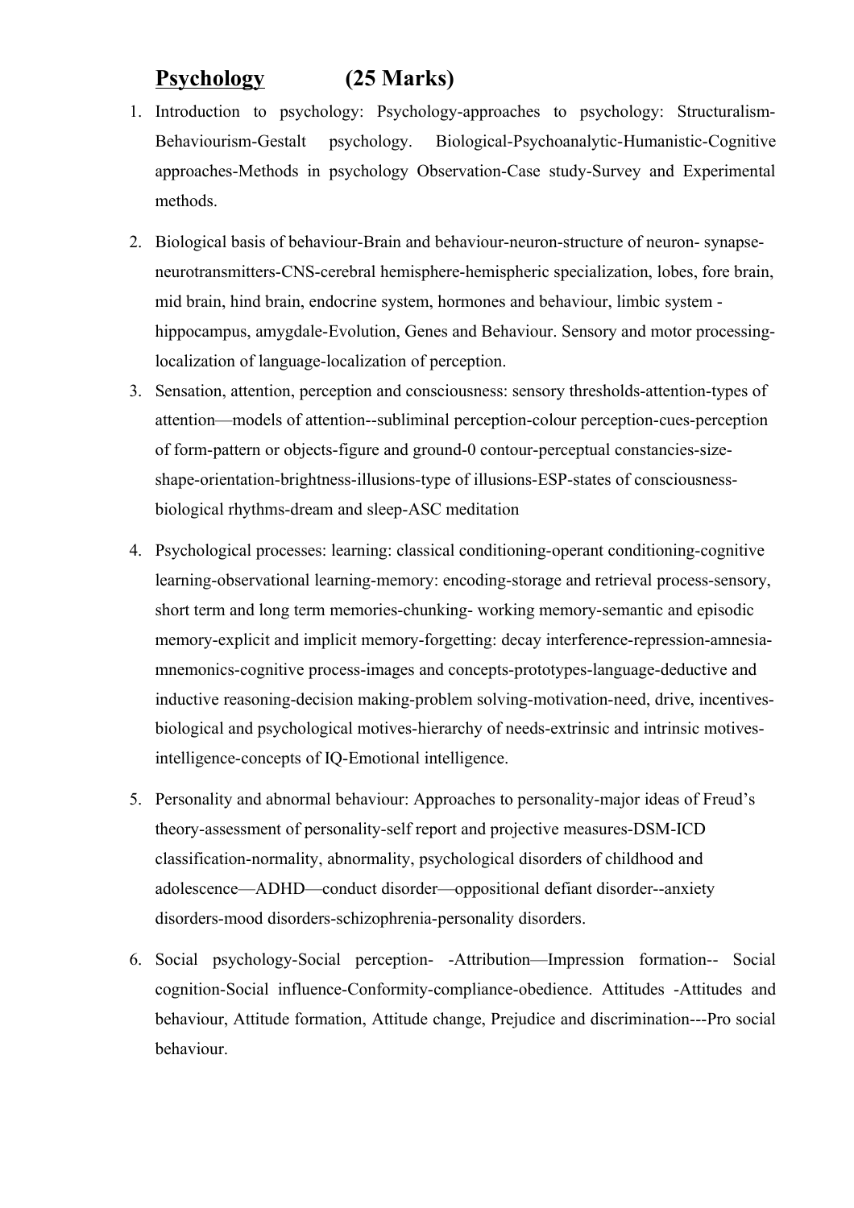## Psychology (25 Marks)

1. Introduction to psychology: Psychology-approaches to psychology: Structuralism-Behaviourism-Gestalt psychology. Biological-Psychoanalytic-Humanistic-Cognitive approaches-Methods in psychology Observation-Case study-Survey and Experimental methods.

2. Biological basis of behaviour-Brain and behaviour-neuron-structure of neuron- synapse-neurotransmitters-CNS-cerebral hemisphere-hemispheric specialization, lobes, fore brain, mid brain, hind brain, endocrine system, hormones and behaviour, limbic system - hippocampus, amygdale-Evolution, Genes and Behaviour. Sensory and motor processing-localization of language-localization of perception.

3. Sensation, attention, perception and consciousness: sensory thresholds-attention-types of attention—models of attention--subliminal perception-colour perception-cues-perception of form-pattern or objects-figure and ground-0 contour-perceptual constancies-size-shape-orientation-brightness-illusions-type of illusions-ESP-states of consciousness-biological rhythms-dream and sleep-ASC meditation

4. Psychological processes: learning: classical conditioning-operant conditioning-cognitive learning-observational learning-memory: encoding-storage and retrieval process-sensory, short term and long term memories-chunking- working memory-semantic and episodic memory-explicit and implicit memory-forgetting: decay interference-repression-amnesia-mnemonics-cognitive process-images and concepts-prototypes-language-deductive and inductive reasoning-decision making-problem solving-motivation-need, drive, incentives-biological and psychological motives-hierarchy of needs-extrinsic and intrinsic motives-intelligence-concepts of IQ-Emotional intelligence.

5. Personality and abnormal behaviour: Approaches to personality-major ideas of Freud's theory-assessment of personality-self report and projective measures-DSM-ICD classification-normality, abnormality, psychological disorders of childhood and adolescence—ADHD—conduct disorder—oppositional defiant disorder--anxiety disorders-mood disorders-schizophrenia-personality disorders.

6. Social psychology-Social perception- -Attribution—Impression formation-- Social cognition-Social influence-Conformity-compliance-obedience. Attitudes -Attitudes and behaviour, Attitude formation, Attitude change, Prejudice and discrimination---Pro social behaviour.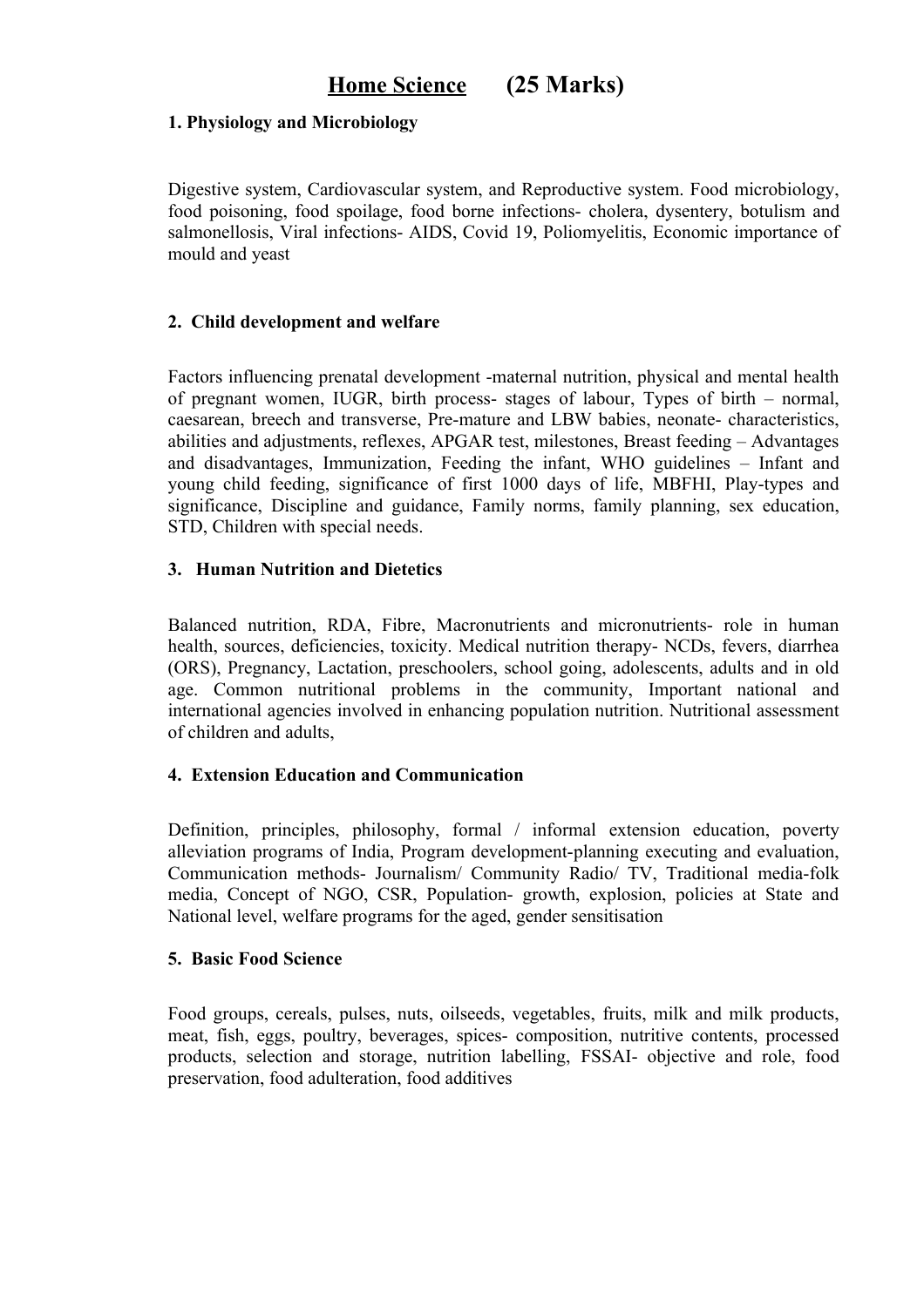# Home Science (25 Marks)

### 1. Physiology and Microbiology

Digestive system, Cardiovascular system, and Reproductive system. Food microbiology, food poisoning, food spoilage, food borne infections- cholera, dysentery, botulism and salmonellosis, Viral infections- AIDS, Covid 19, Poliomyelitis, Economic importance of mould and yeast

### 2. Child development and welfare

Factors influencing prenatal development -maternal nutrition, physical and mental health of pregnant women, IUGR, birth process- stages of labour, Types of birth – normal, caesarean, breech and transverse, Pre-mature and LBW babies, neonate- characteristics, abilities and adjustments, reflexes, APGAR test, milestones, Breast feeding – Advantages and disadvantages, Immunization, Feeding the infant, WHO guidelines – Infant and young child feeding, significance of first 1000 days of life, MBFHI, Play-types and significance, Discipline and guidance, Family norms, family planning, sex education, STD, Children with special needs.

### 3. Human Nutrition and Dietetics

Balanced nutrition, RDA, Fibre, Macronutrients and micronutrients- role in human health, sources, deficiencies, toxicity. Medical nutrition therapy- NCDs, fevers, diarrhea (ORS), Pregnancy, Lactation, preschoolers, school going, adolescents, adults and in old age. Common nutritional problems in the community, Important national and international agencies involved in enhancing population nutrition. Nutritional assessment of children and adults,

### 4. Extension Education and Communication

Definition, principles, philosophy, formal / informal extension education, poverty alleviation programs of India, Program development-planning executing and evaluation, Communication methods- Journalism/ Community Radio/ TV, Traditional media-folk media, Concept of NGO, CSR, Population- growth, explosion, policies at State and National level, welfare programs for the aged, gender sensitisation

### 5. Basic Food Science

Food groups, cereals, pulses, nuts, oilseeds, vegetables, fruits, milk and milk products, meat, fish, eggs, poultry, beverages, spices- composition, nutritive contents, processed products, selection and storage, nutrition labelling, FSSAI- objective and role, food preservation, food adulteration, food additives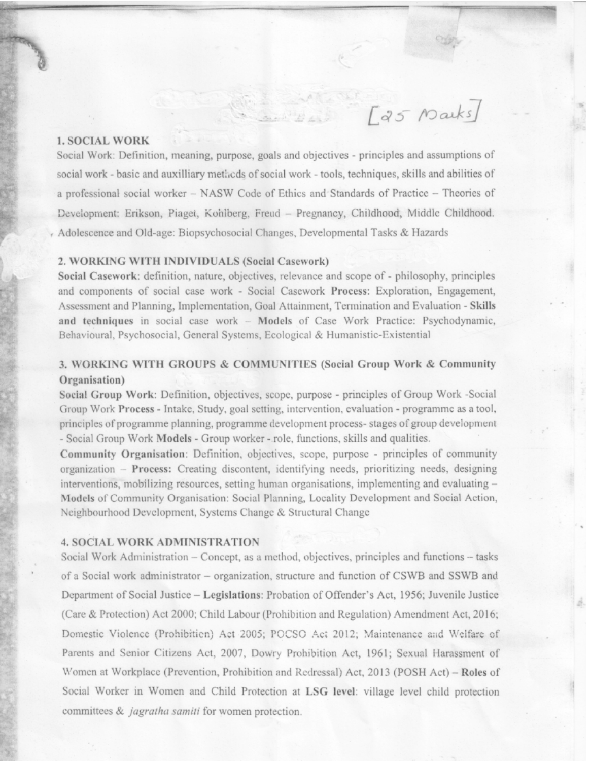[25 Marks]

## 1. SOCIAL WORK

Social Work: Definition, meaning, purpose, goals and objectives - principles and assumptions of social work - basic and auxilliary methods of social work - tools, techniques, skills and abilities of a professional social worker – NASW Code of Ethics and Standards of Practice – Theories of Development: Erikson, Piaget, Kohlberg, Freud – Pregnancy, Childhood, Middle Childhood, Adolescence and Old-age: Biopsychosocial Changes, Developmental Tasks & Hazards

## 2. WORKING WITH INDIVIDUALS (Social Casework)

**Social Casework**: definition, nature, objectives, relevance and scope of - philosophy, principles and components of social case work - Social Casework **Process**: Exploration, Engagement, Assessment and Planning, Implementation, Goal Attainment, Termination and Evaluation - **Skills and techniques** in social case work – **Models** of Case Work Practice: Psychodynamic, Behavioural, Psychosocial, General Systems, Ecological & Humanistic-Existential

## 3. WORKING WITH GROUPS & COMMUNITIES (Social Group Work & Community Organisation)

**Social Group Work**: Definition, objectives, scope, purpose - principles of Group Work -Social Group Work **Process** - Intake, Study, goal setting, intervention, evaluation - programme as a tool, principles of programme planning, programme development process- stages of group development - Social Group Work **Models** - Group worker - role, functions, skills and qualities.

**Community Organisation**: Definition, objectives, scope, purpose - principles of community organization – **Process:** Creating discontent, identifying needs, prioritizing needs, designing interventions, mobilizing resources, setting human organisations, implementing and evaluating – **Models** of Community Organisation: Social Planning, Locality Development and Social Action, Neighbourhood Development, Systems Change & Structural Change

## 4. SOCIAL WORK ADMINISTRATION

Social Work Administration – Concept, as a method, objectives, principles and functions – tasks of a Social work administrator – organization, structure and function of CSWB and SSWB and Department of Social Justice – **Legislations**: Probation of Offender's Act, 1956; Juvenile Justice (Care & Protection) Act 2000; Child Labour (Prohibition and Regulation) Amendment Act, 2016; Domestic Violence (Prohibition) Act 2005; POCSO Act 2012; Maintenance and Welfare of Parents and Senior Citizens Act, 2007, Dowry Prohibition Act, 1961; Sexual Harassment of Women at Workplace (Prevention, Prohibition and Redressal) Act, 2013 (POSH Act) – **Roles** of Social Worker in Women and Child Protection at **LSG level**: village level child protection committees & *jagratha samiti* for women protection.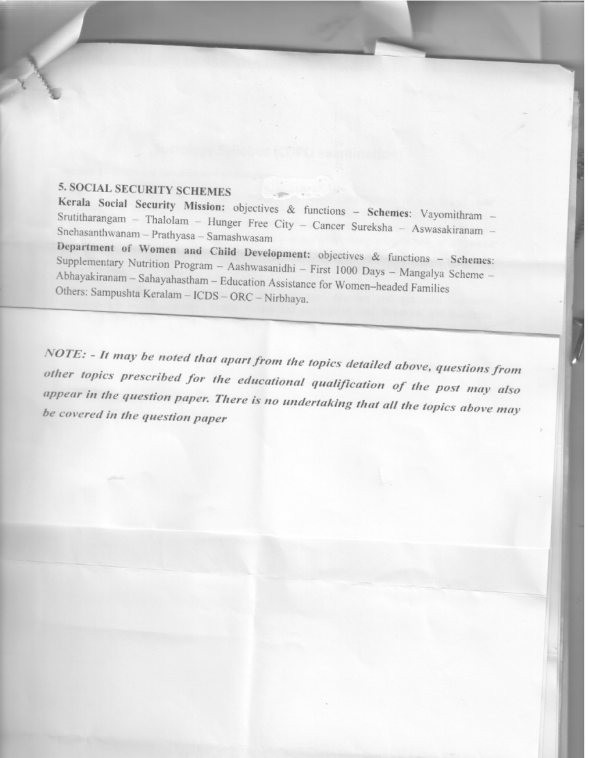### 5. SOCIAL SECURITY SCHEMES

**Kerala Social Security Mission:** objectives & functions – **Schemes**: Vayomithram – Srutitharangam – Thalolam – Hunger Free City – Cancer Sureksha – Aswasakiranam – Snehasanthwanam – Prathyasa – Samashwasam

**Department of Women and Child Development:** objectives & functions – **Schemes**: Supplementary Nutrition Program – Aashwasanidhi – First 1000 Days – Mangalya Scheme – Abhayakiranam – Sahayahastham – Education Assistance for Women–headed Families

Others: Sampushta Keralam – ICDS – ORC – Nirbhaya.

***NOTE: - It may be noted that apart from the topics detailed above, questions from other topics prescribed for the educational qualification of the post may also appear in the question paper. There is no undertaking that all the topics above may be covered in the question paper***